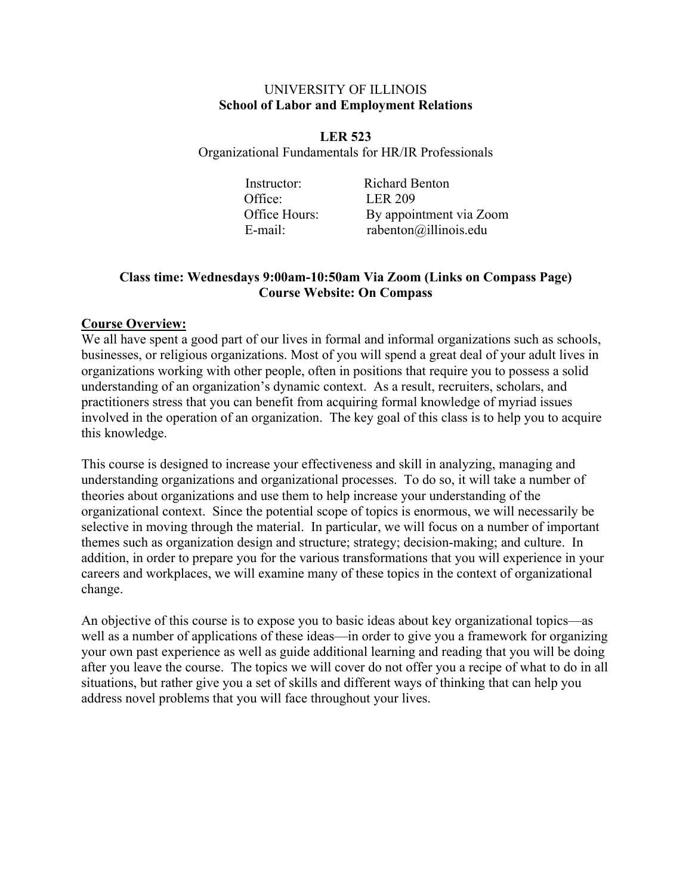UNIVERSITY OF ILLINOIS
**School of Labor and Employment Relations**

**LER 523**
Organizational Fundamentals for HR/IR Professionals

| | |
|---|---|
| Instructor: | Richard Benton |
| Office: | LER 209 |
| Office Hours: | By appointment via Zoom |
| E-mail: | rabenton@illinois.edu |

**Class time: Wednesdays 9:00am-10:50am Via Zoom (Links on Compass Page)**
**Course Website: On Compass**

## Course Overview:

We all have spent a good part of our lives in formal and informal organizations such as schools, businesses, or religious organizations. Most of you will spend a great deal of your adult lives in organizations working with other people, often in positions that require you to possess a solid understanding of an organization's dynamic context. As a result, recruiters, scholars, and practitioners stress that you can benefit from acquiring formal knowledge of myriad issues involved in the operation of an organization. The key goal of this class is to help you to acquire this knowledge.

This course is designed to increase your effectiveness and skill in analyzing, managing and understanding organizations and organizational processes. To do so, it will take a number of theories about organizations and use them to help increase your understanding of the organizational context. Since the potential scope of topics is enormous, we will necessarily be selective in moving through the material. In particular, we will focus on a number of important themes such as organization design and structure; strategy; decision-making; and culture. In addition, in order to prepare you for the various transformations that you will experience in your careers and workplaces, we will examine many of these topics in the context of organizational change.

An objective of this course is to expose you to basic ideas about key organizational topics—as well as a number of applications of these ideas—in order to give you a framework for organizing your own past experience as well as guide additional learning and reading that you will be doing after you leave the course. The topics we will cover do not offer you a recipe of what to do in all situations, but rather give you a set of skills and different ways of thinking that can help you address novel problems that you will face throughout your lives.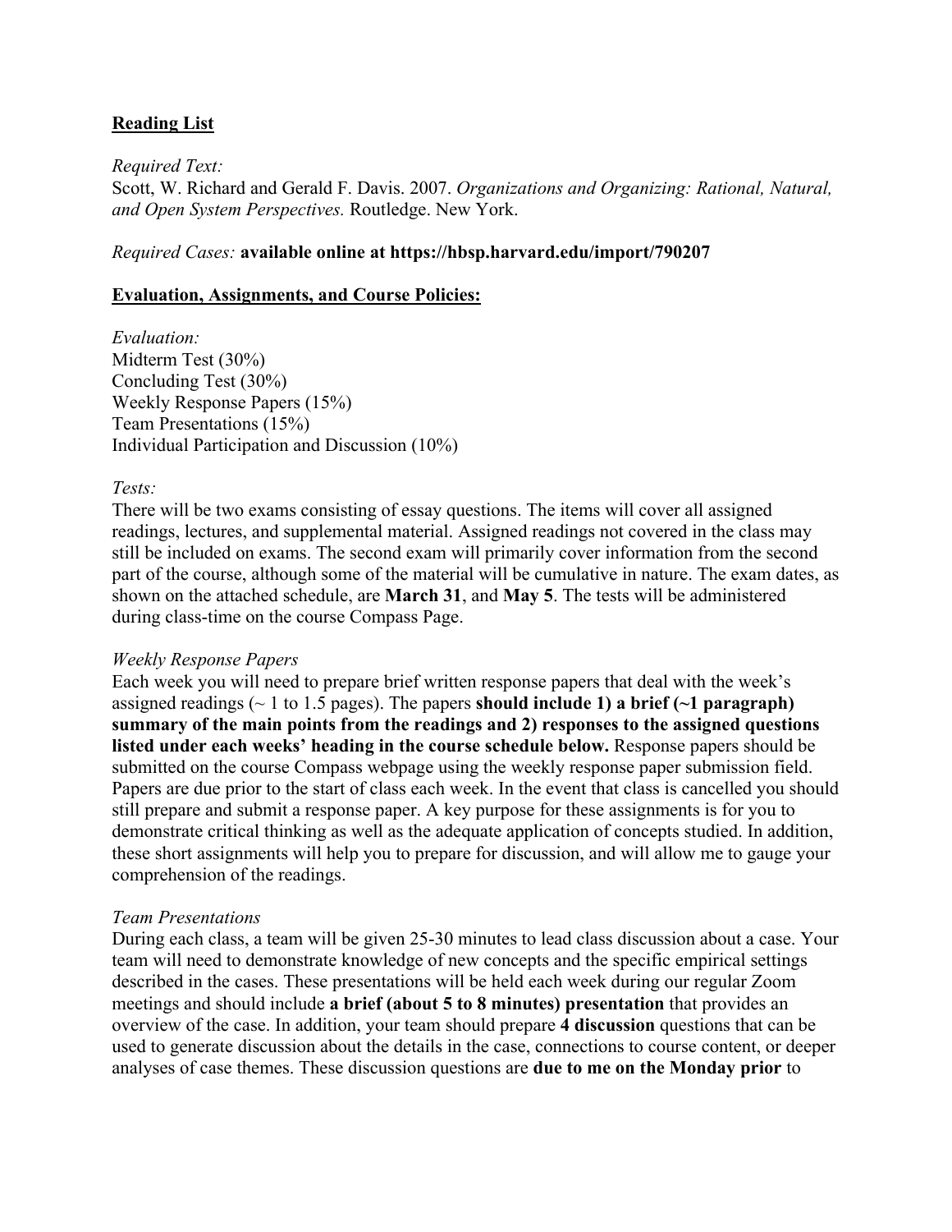## Reading List

*Required Text:*
Scott, W. Richard and Gerald F. Davis. 2007. *Organizations and Organizing: Rational, Natural, and Open System Perspectives.* Routledge. New York.

*Required Cases:* **available online at https://hbsp.harvard.edu/import/790207**

## Evaluation, Assignments, and Course Policies:

*Evaluation:*
Midterm Test (30%)
Concluding Test (30%)
Weekly Response Papers (15%)
Team Presentations (15%)
Individual Participation and Discussion (10%)

*Tests:*
There will be two exams consisting of essay questions. The items will cover all assigned readings, lectures, and supplemental material. Assigned readings not covered in the class may still be included on exams. The second exam will primarily cover information from the second part of the course, although some of the material will be cumulative in nature. The exam dates, as shown on the attached schedule, are **March 31**, and **May 5**. The tests will be administered during class-time on the course Compass Page.

*Weekly Response Papers*
Each week you will need to prepare brief written response papers that deal with the week's assigned readings (~ 1 to 1.5 pages). The papers **should include 1) a brief (~1 paragraph) summary of the main points from the readings and 2) responses to the assigned questions listed under each weeks' heading in the course schedule below.** Response papers should be submitted on the course Compass webpage using the weekly response paper submission field. Papers are due prior to the start of class each week. In the event that class is cancelled you should still prepare and submit a response paper. A key purpose for these assignments is for you to demonstrate critical thinking as well as the adequate application of concepts studied. In addition, these short assignments will help you to prepare for discussion, and will allow me to gauge your comprehension of the readings.

*Team Presentations*
During each class, a team will be given 25-30 minutes to lead class discussion about a case. Your team will need to demonstrate knowledge of new concepts and the specific empirical settings described in the cases. These presentations will be held each week during our regular Zoom meetings and should include **a brief (about 5 to 8 minutes) presentation** that provides an overview of the case. In addition, your team should prepare **4 discussion** questions that can be used to generate discussion about the details in the case, connections to course content, or deeper analyses of case themes. These discussion questions are **due to me on the Monday prior** to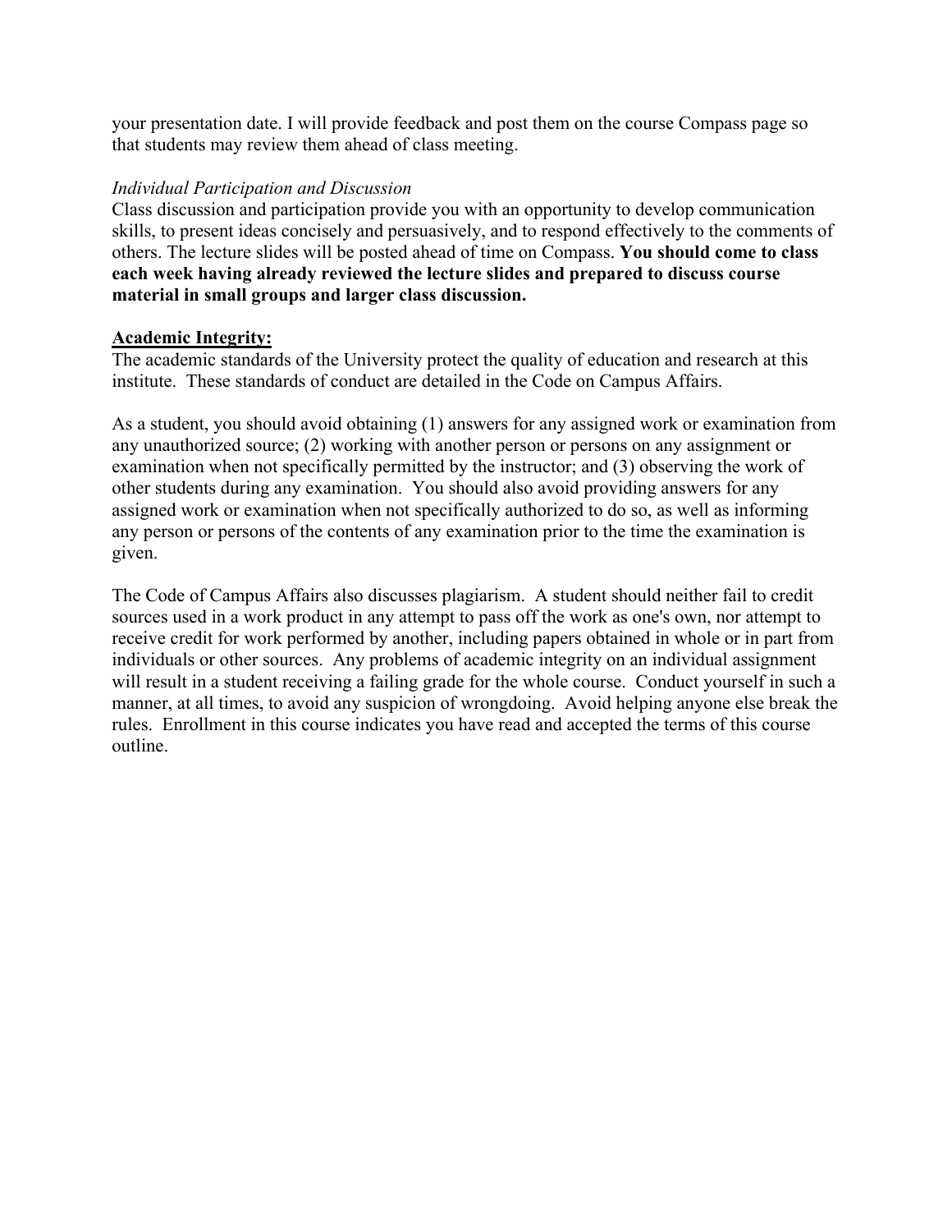your presentation date. I will provide feedback and post them on the course Compass page so that students may review them ahead of class meeting.

*Individual Participation and Discussion*

Class discussion and participation provide you with an opportunity to develop communication skills, to present ideas concisely and persuasively, and to respond effectively to the comments of others. The lecture slides will be posted ahead of time on Compass. **You should come to class each week having already reviewed the lecture slides and prepared to discuss course material in small groups and larger class discussion.**

## Academic Integrity:

The academic standards of the University protect the quality of education and research at this institute. These standards of conduct are detailed in the Code on Campus Affairs.

As a student, you should avoid obtaining (1) answers for any assigned work or examination from any unauthorized source; (2) working with another person or persons on any assignment or examination when not specifically permitted by the instructor; and (3) observing the work of other students during any examination. You should also avoid providing answers for any assigned work or examination when not specifically authorized to do so, as well as informing any person or persons of the contents of any examination prior to the time the examination is given.

The Code of Campus Affairs also discusses plagiarism. A student should neither fail to credit sources used in a work product in any attempt to pass off the work as one's own, nor attempt to receive credit for work performed by another, including papers obtained in whole or in part from individuals or other sources. Any problems of academic integrity on an individual assignment will result in a student receiving a failing grade for the whole course. Conduct yourself in such a manner, at all times, to avoid any suspicion of wrongdoing. Avoid helping anyone else break the rules. Enrollment in this course indicates you have read and accepted the terms of this course outline.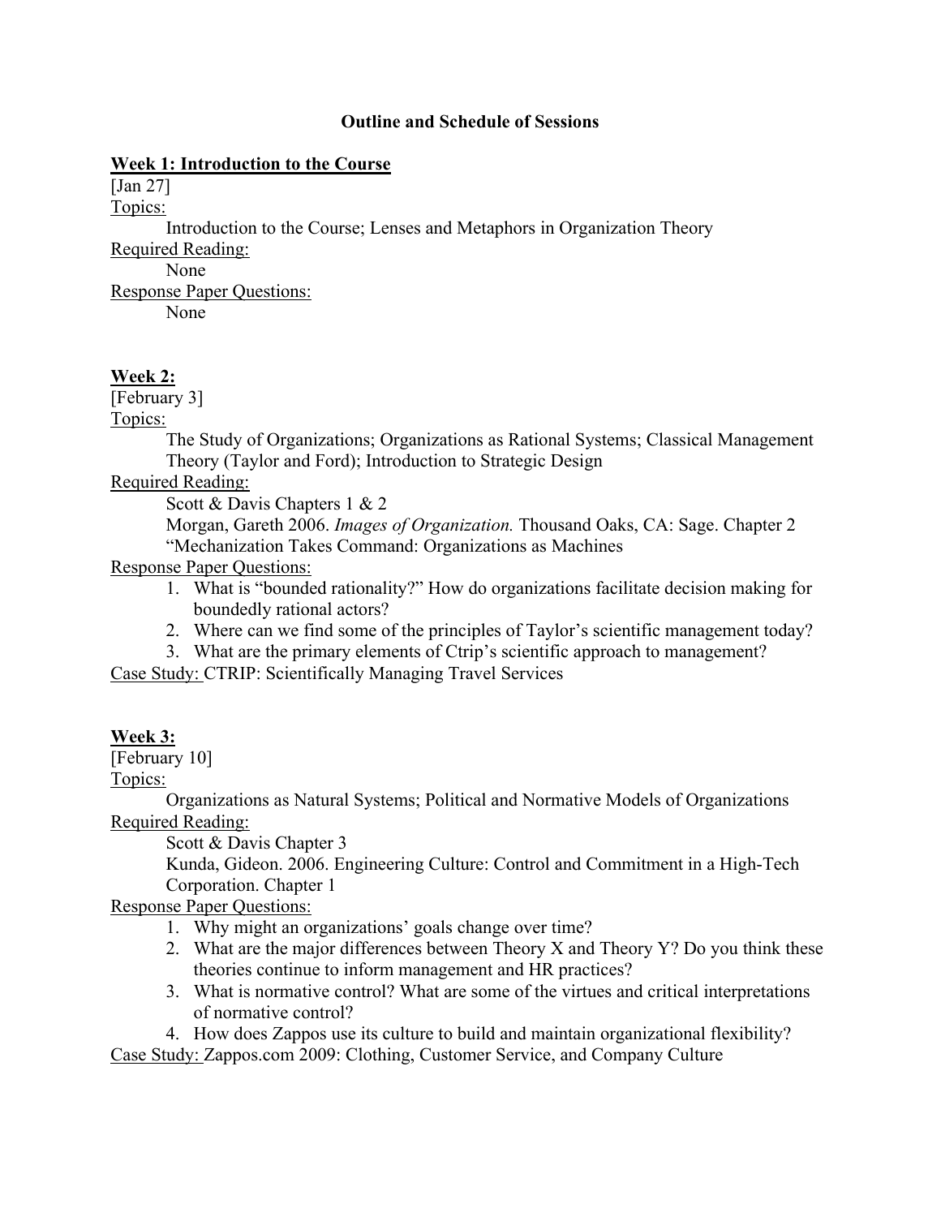## Outline and Schedule of Sessions

### Week 1: Introduction to the Course

[Jan 27]

Topics:

Introduction to the Course; Lenses and Metaphors in Organization Theory

Required Reading:

None

Response Paper Questions:

None

### Week 2:

[February 3]

Topics:

The Study of Organizations; Organizations as Rational Systems; Classical Management Theory (Taylor and Ford); Introduction to Strategic Design

Required Reading:

Scott & Davis Chapters 1 & 2

Morgan, Gareth 2006. *Images of Organization.* Thousand Oaks, CA: Sage. Chapter 2 "Mechanization Takes Command: Organizations as Machines

Response Paper Questions:

1. What is "bounded rationality?" How do organizations facilitate decision making for boundedly rational actors?
2. Where can we find some of the principles of Taylor's scientific management today?
3. What are the primary elements of Ctrip's scientific approach to management?

Case Study: CTRIP: Scientifically Managing Travel Services

### Week 3:

[February 10]

Topics:

Organizations as Natural Systems; Political and Normative Models of Organizations

Required Reading:

Scott & Davis Chapter 3

Kunda, Gideon. 2006. Engineering Culture: Control and Commitment in a High-Tech Corporation. Chapter 1

Response Paper Questions:

1. Why might an organizations' goals change over time?
2. What are the major differences between Theory X and Theory Y? Do you think these theories continue to inform management and HR practices?
3. What is normative control? What are some of the virtues and critical interpretations of normative control?
4. How does Zappos use its culture to build and maintain organizational flexibility?

Case Study: Zappos.com 2009: Clothing, Customer Service, and Company Culture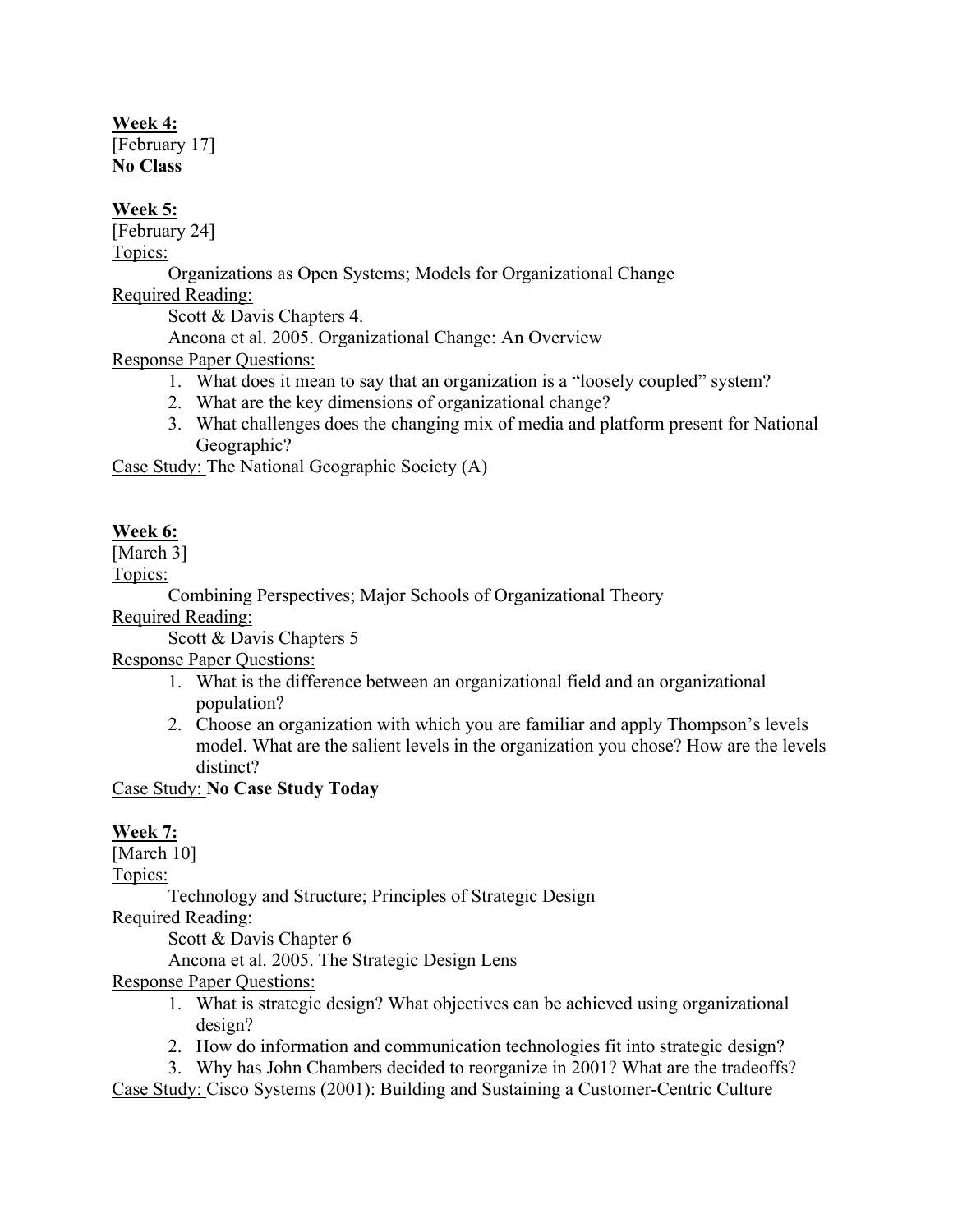**Week 4:**
[February 17]
**No Class**

**Week 5:**
[February 24]
Topics:

Organizations as Open Systems; Models for Organizational Change

Required Reading:

Scott & Davis Chapters 4.
Ancona et al. 2005. Organizational Change: An Overview

Response Paper Questions:

1. What does it mean to say that an organization is a "loosely coupled" system?
2. What are the key dimensions of organizational change?
3. What challenges does the changing mix of media and platform present for National Geographic?

Case Study: The National Geographic Society (A)

**Week 6:**
[March 3]
Topics:

Combining Perspectives; Major Schools of Organizational Theory

Required Reading:

Scott & Davis Chapters 5

Response Paper Questions:

1. What is the difference between an organizational field and an organizational population?
2. Choose an organization with which you are familiar and apply Thompson's levels model. What are the salient levels in the organization you chose? How are the levels distinct?

Case Study: **No Case Study Today**

**Week 7:**
[March 10]
Topics:

Technology and Structure; Principles of Strategic Design

Required Reading:

Scott & Davis Chapter 6
Ancona et al. 2005. The Strategic Design Lens

Response Paper Questions:

1. What is strategic design? What objectives can be achieved using organizational design?
2. How do information and communication technologies fit into strategic design?
3. Why has John Chambers decided to reorganize in 2001? What are the tradeoffs?

Case Study: Cisco Systems (2001): Building and Sustaining a Customer-Centric Culture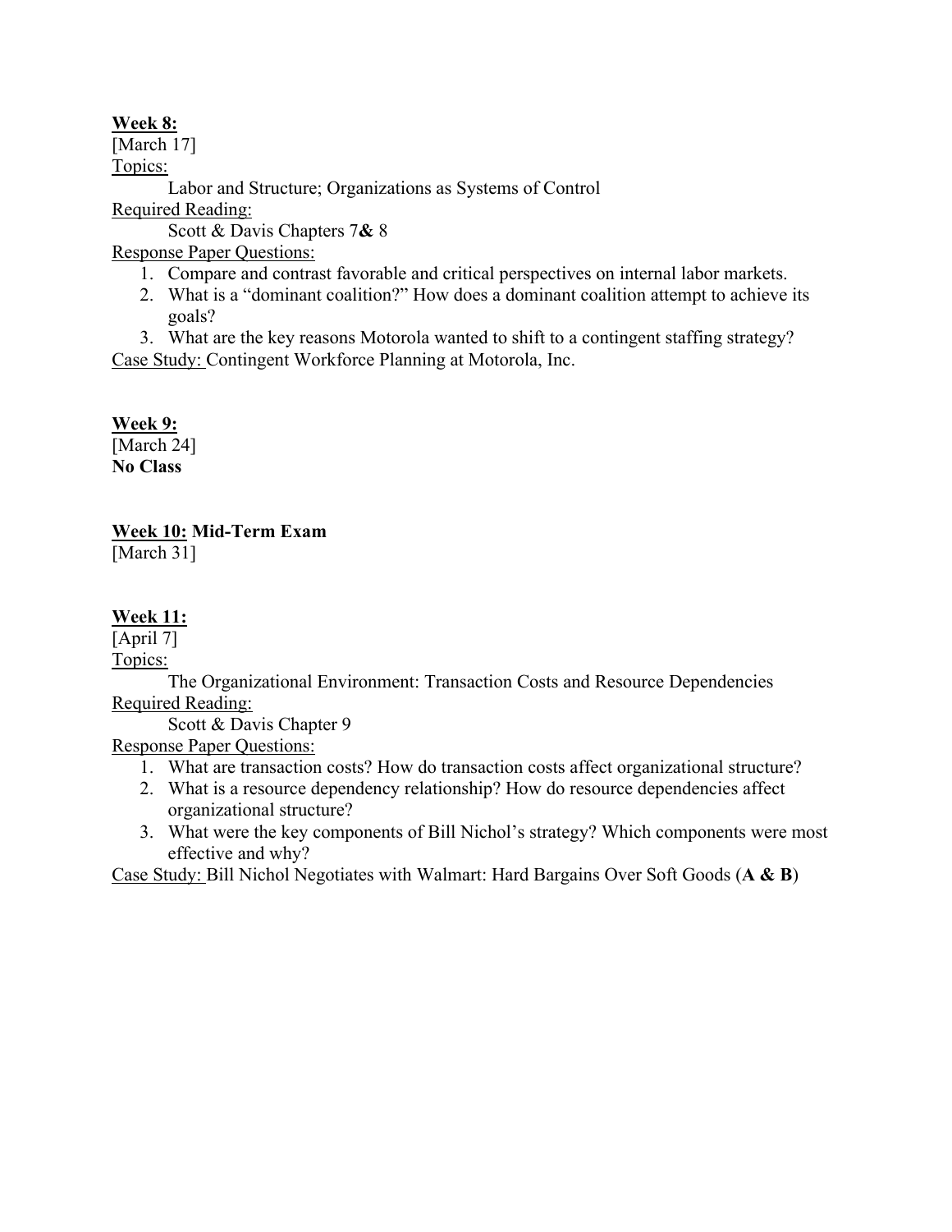**Week 8:**
[March 17]
Topics:
Labor and Structure; Organizations as Systems of Control
Required Reading:
Scott & Davis Chapters 7 **&** 8
Response Paper Questions:

1. Compare and contrast favorable and critical perspectives on internal labor markets.
2. What is a "dominant coalition?" How does a dominant coalition attempt to achieve its goals?
3. What are the key reasons Motorola wanted to shift to a contingent staffing strategy?

Case Study: Contingent Workforce Planning at Motorola, Inc.

**Week 9:**
[March 24]
**No Class**

**Week 10: Mid-Term Exam**
[March 31]

**Week 11:**
[April 7]
Topics:
The Organizational Environment: Transaction Costs and Resource Dependencies
Required Reading:
Scott & Davis Chapter 9
Response Paper Questions:

1. What are transaction costs? How do transaction costs affect organizational structure?
2. What is a resource dependency relationship? How do resource dependencies affect organizational structure?
3. What were the key components of Bill Nichol's strategy? Which components were most effective and why?

Case Study: Bill Nichol Negotiates with Walmart: Hard Bargains Over Soft Goods (**A & B**)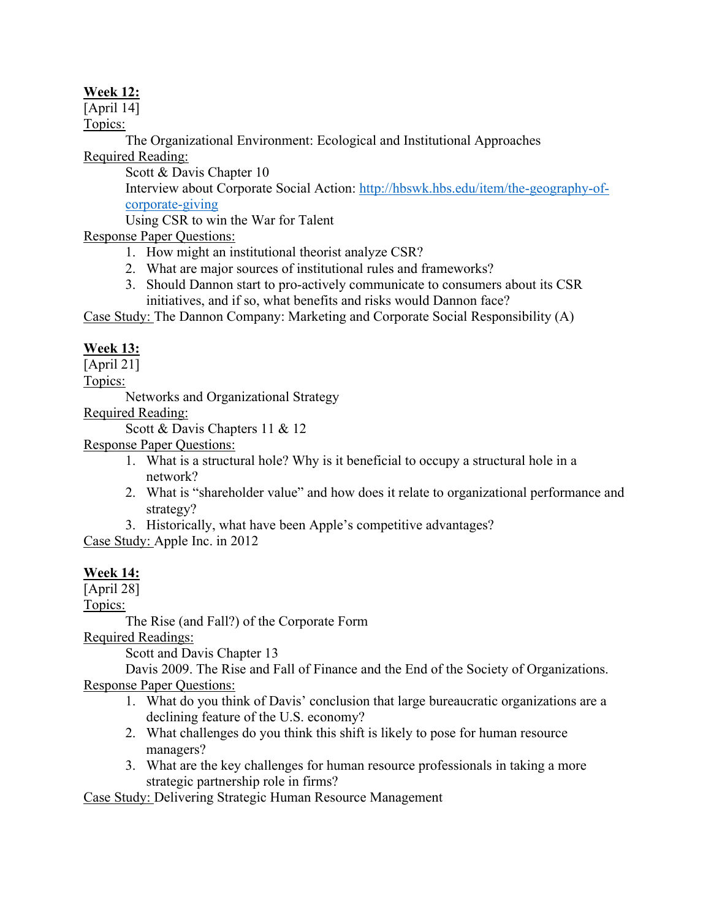**Week 12:**

[April 14]

Topics:

The Organizational Environment: Ecological and Institutional Approaches

Required Reading:

Scott & Davis Chapter 10

Interview about Corporate Social Action: [http://hbswk.hbs.edu/item/the-geography-of-corporate-giving](http://hbswk.hbs.edu/item/the-geography-of-corporate-giving)

Using CSR to win the War for Talent

Response Paper Questions:

1. How might an institutional theorist analyze CSR?
2. What are major sources of institutional rules and frameworks?
3. Should Dannon start to pro-actively communicate to consumers about its CSR initiatives, and if so, what benefits and risks would Dannon face?

Case Study: The Dannon Company: Marketing and Corporate Social Responsibility (A)

**Week 13:**

[April 21]

Topics:

Networks and Organizational Strategy

Required Reading:

Scott & Davis Chapters 11 & 12

Response Paper Questions:

1. What is a structural hole? Why is it beneficial to occupy a structural hole in a network?
2. What is "shareholder value" and how does it relate to organizational performance and strategy?
3. Historically, what have been Apple's competitive advantages?

Case Study: Apple Inc. in 2012

**Week 14:**

[April 28]

Topics:

The Rise (and Fall?) of the Corporate Form

Required Readings:

Scott and Davis Chapter 13

Davis 2009. The Rise and Fall of Finance and the End of the Society of Organizations.

Response Paper Questions:

1. What do you think of Davis' conclusion that large bureaucratic organizations are a declining feature of the U.S. economy?
2. What challenges do you think this shift is likely to pose for human resource managers?
3. What are the key challenges for human resource professionals in taking a more strategic partnership role in firms?

Case Study: Delivering Strategic Human Resource Management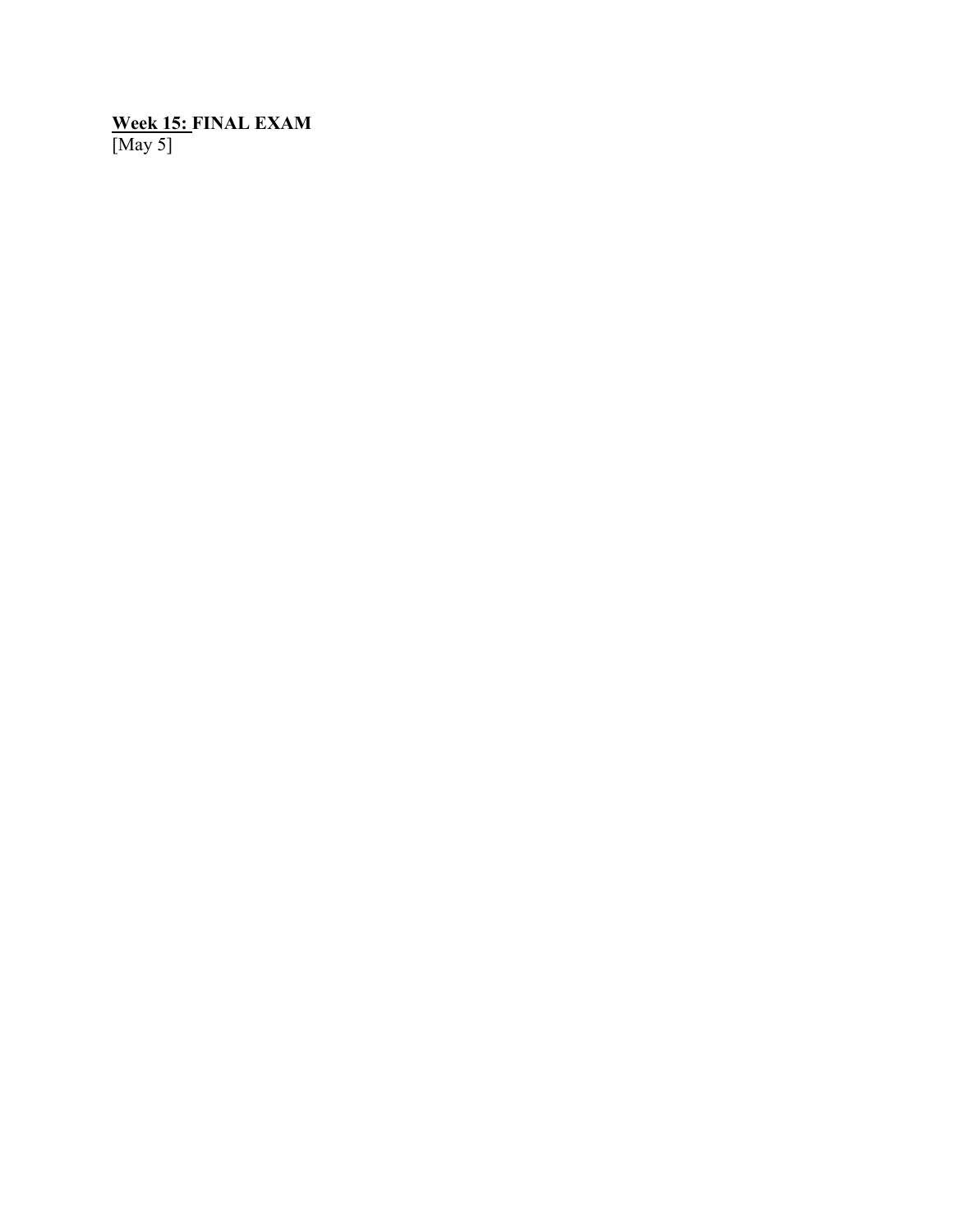<u>**Week 15:**</u> **FINAL EXAM**
[May 5]